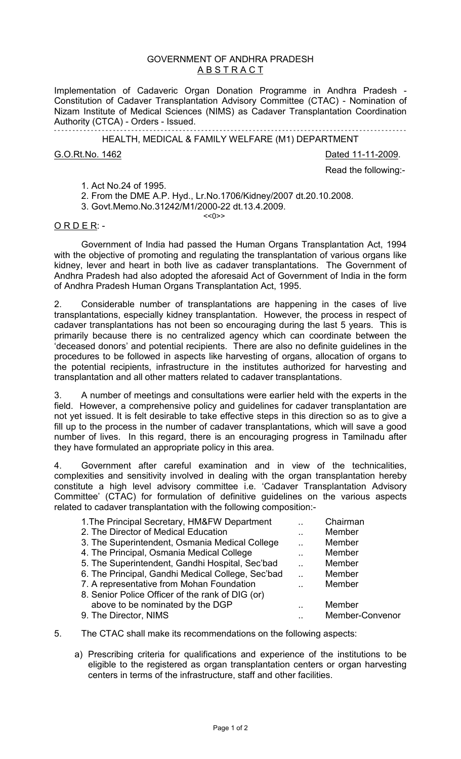GOVERNMENT OF ANDHRA PRADESH
ABSTRACT

Implementation of Cadaveric Organ Donation Programme in Andhra Pradesh - Constitution of Cadaver Transplantation Advisory Committee (CTAC) - Nomination of Nizam Institute of Medical Sciences (NIMS) as Cadaver Transplantation Coordination Authority (CTCA) - Orders - Issued.

---

HEALTH, MEDICAL & FAMILY WELFARE (M1) DEPARTMENT

G.O.Rt.No. 1462 Dated 11-11-2009.

Read the following:-

1. Act No.24 of 1995.
2. From the DME A.P. Hyd., Lr.No.1706/Kidney/2007 dt.20.10.2008.
3. Govt.Memo.No.31242/M1/2000-22 dt.13.4.2009.

<<0>>

ORDER: -

Government of India had passed the Human Organs Transplantation Act, 1994 with the objective of promoting and regulating the transplantation of various organs like kidney, lever and heart in both live as cadaver transplantations. The Government of Andhra Pradesh had also adopted the aforesaid Act of Government of India in the form of Andhra Pradesh Human Organs Transplantation Act, 1995.

2. Considerable number of transplantations are happening in the cases of live transplantations, especially kidney transplantation. However, the process in respect of cadaver transplantations has not been so encouraging during the last 5 years. This is primarily because there is no centralized agency which can coordinate between the 'deceased donors' and potential recipients. There are also no definite guidelines in the procedures to be followed in aspects like harvesting of organs, allocation of organs to the potential recipients, infrastructure in the institutes authorized for harvesting and transplantation and all other matters related to cadaver transplantations.

3. A number of meetings and consultations were earlier held with the experts in the field. However, a comprehensive policy and guidelines for cadaver transplantation are not yet issued. It is felt desirable to take effective steps in this direction so as to give a fill up to the process in the number of cadaver transplantations, which will save a good number of lives. In this regard, there is an encouraging progress in Tamilnadu after they have formulated an appropriate policy in this area.

4. Government after careful examination and in view of the technicalities, complexities and sensitivity involved in dealing with the organ transplantation hereby constitute a high level advisory committee i.e. 'Cadaver Transplantation Advisory Committee' (CTAC) for formulation of definitive guidelines on the various aspects related to cadaver transplantation with the following composition:-

| | | |
|---|---|---|
| 1. The Principal Secretary, HM&FW Department | .. | Chairman |
| 2. The Director of Medical Education | .. | Member |
| 3. The Superintendent, Osmania Medical College | .. | Member |
| 4. The Principal, Osmania Medical College | .. | Member |
| 5. The Superintendent, Gandhi Hospital, Sec'bad | .. | Member |
| 6. The Principal, Gandhi Medical College, Sec'bad | .. | Member |
| 7. A representative from Mohan Foundation | .. | Member |
| 8. Senior Police Officer of the rank of DIG (or) above to be nominated by the DGP | .. | Member |
| 9. The Director, NIMS | .. | Member-Convenor |

5. The CTAC shall make its recommendations on the following aspects:

a) Prescribing criteria for qualifications and experience of the institutions to be eligible to the registered as organ transplantation centers or organ harvesting centers in terms of the infrastructure, staff and other facilities.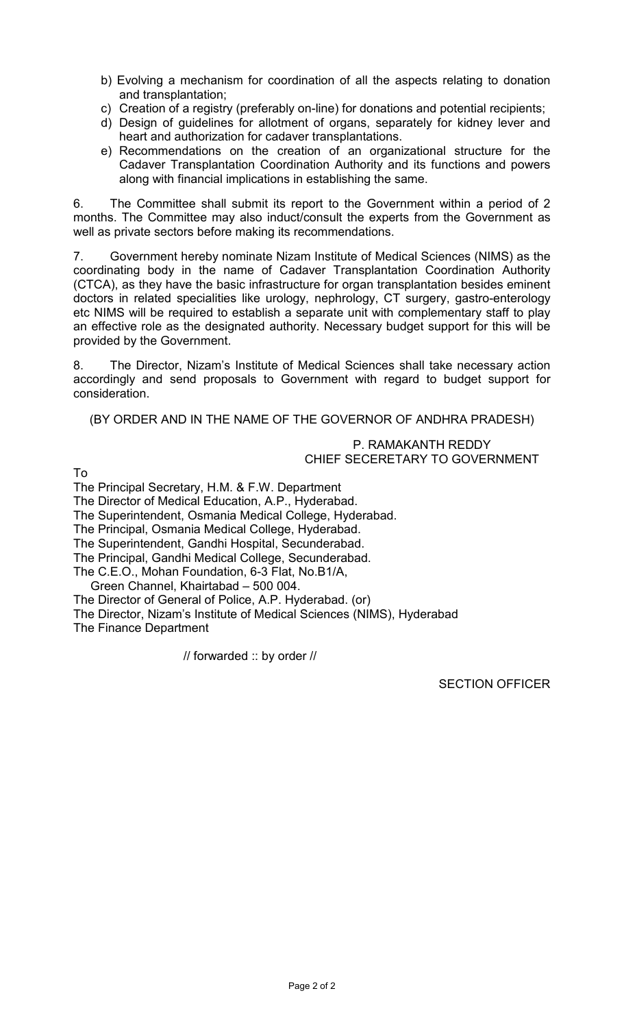b) Evolving a mechanism for coordination of all the aspects relating to donation and transplantation;

c) Creation of a registry (preferably on-line) for donations and potential recipients;

d) Design of guidelines for allotment of organs, separately for kidney lever and heart and authorization for cadaver transplantations.

e) Recommendations on the creation of an organizational structure for the Cadaver Transplantation Coordination Authority and its functions and powers along with financial implications in establishing the same.

6. The Committee shall submit its report to the Government within a period of 2 months. The Committee may also induct/consult the experts from the Government as well as private sectors before making its recommendations.

7. Government hereby nominate Nizam Institute of Medical Sciences (NIMS) as the coordinating body in the name of Cadaver Transplantation Coordination Authority (CTCA), as they have the basic infrastructure for organ transplantation besides eminent doctors in related specialities like urology, nephrology, CT surgery, gastro-enterology etc NIMS will be required to establish a separate unit with complementary staff to play an effective role as the designated authority. Necessary budget support for this will be provided by the Government.

8. The Director, Nizam's Institute of Medical Sciences shall take necessary action accordingly and send proposals to Government with regard to budget support for consideration.

(BY ORDER AND IN THE NAME OF THE GOVERNOR OF ANDHRA PRADESH)

P. RAMAKANTH REDDY
CHIEF SECERETARY TO GOVERNMENT

To

The Principal Secretary, H.M. & F.W. Department
The Director of Medical Education, A.P., Hyderabad.
The Superintendent, Osmania Medical College, Hyderabad.
The Principal, Osmania Medical College, Hyderabad.
The Superintendent, Gandhi Hospital, Secunderabad.
The Principal, Gandhi Medical College, Secunderabad.
The C.E.O., Mohan Foundation, 6-3 Flat, No.B1/A,
Green Channel, Khairtabad – 500 004.
The Director of General of Police, A.P. Hyderabad. (or)
The Director, Nizam's Institute of Medical Sciences (NIMS), Hyderabad
The Finance Department

// forwarded :: by order //

SECTION OFFICER